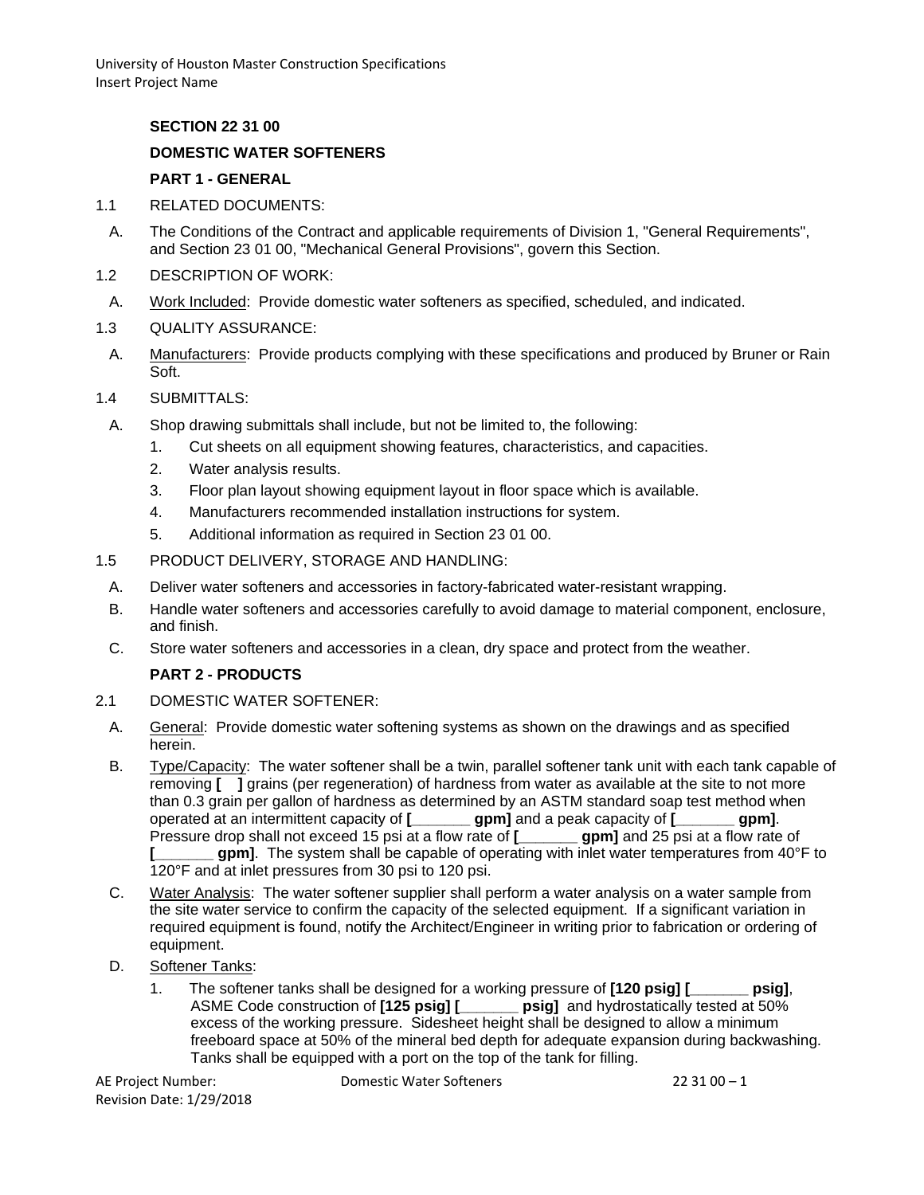**SECTION 22 31 00**

**DOMESTIC WATER SOFTENERS**

**PART 1 - GENERAL**

1.1 RELATED DOCUMENTS:

A. The Conditions of the Contract and applicable requirements of Division 1, "General Requirements", and Section 23 01 00, "Mechanical General Provisions", govern this Section.

1.2 DESCRIPTION OF WORK:

A. Work Included: Provide domestic water softeners as specified, scheduled, and indicated.

1.3 QUALITY ASSURANCE:

A. Manufacturers: Provide products complying with these specifications and produced by Bruner or Rain Soft.

1.4 SUBMITTALS:

A. Shop drawing submittals shall include, but not be limited to, the following:

1. Cut sheets on all equipment showing features, characteristics, and capacities.
2. Water analysis results.
3. Floor plan layout showing equipment layout in floor space which is available.
4. Manufacturers recommended installation instructions for system.
5. Additional information as required in Section 23 01 00.

1.5 PRODUCT DELIVERY, STORAGE AND HANDLING:

A. Deliver water softeners and accessories in factory-fabricated water-resistant wrapping.

B. Handle water softeners and accessories carefully to avoid damage to material component, enclosure, and finish.

C. Store water softeners and accessories in a clean, dry space and protect from the weather.

**PART 2 - PRODUCTS**

2.1 DOMESTIC WATER SOFTENER:

A. General: Provide domestic water softening systems as shown on the drawings and as specified herein.

B. Type/Capacity: The water softener shall be a twin, parallel softener tank unit with each tank capable of removing **[ ]** grains (per regeneration) of hardness from water as available at the site to not more than 0.3 grain per gallon of hardness as determined by an ASTM standard soap test method when operated at an intermittent capacity of **[_______ gpm]** and a peak capacity of **[_______ gpm]**. Pressure drop shall not exceed 15 psi at a flow rate of **[_______ gpm]** and 25 psi at a flow rate of **[_______ gpm]**. The system shall be capable of operating with inlet water temperatures from 40°F to 120°F and at inlet pressures from 30 psi to 120 psi.

C. Water Analysis: The water softener supplier shall perform a water analysis on a water sample from the site water service to confirm the capacity of the selected equipment. If a significant variation in required equipment is found, notify the Architect/Engineer in writing prior to fabrication or ordering of equipment.

D. Softener Tanks:

1. The softener tanks shall be designed for a working pressure of **[120 psig] [_______ psig]**, ASME Code construction of **[125 psig] [_______ psig]** and hydrostatically tested at 50% excess of the working pressure. Sidesheet height shall be designed to allow a minimum freeboard space at 50% of the mineral bed depth for adequate expansion during backwashing. Tanks shall be equipped with a port on the top of the tank for filling.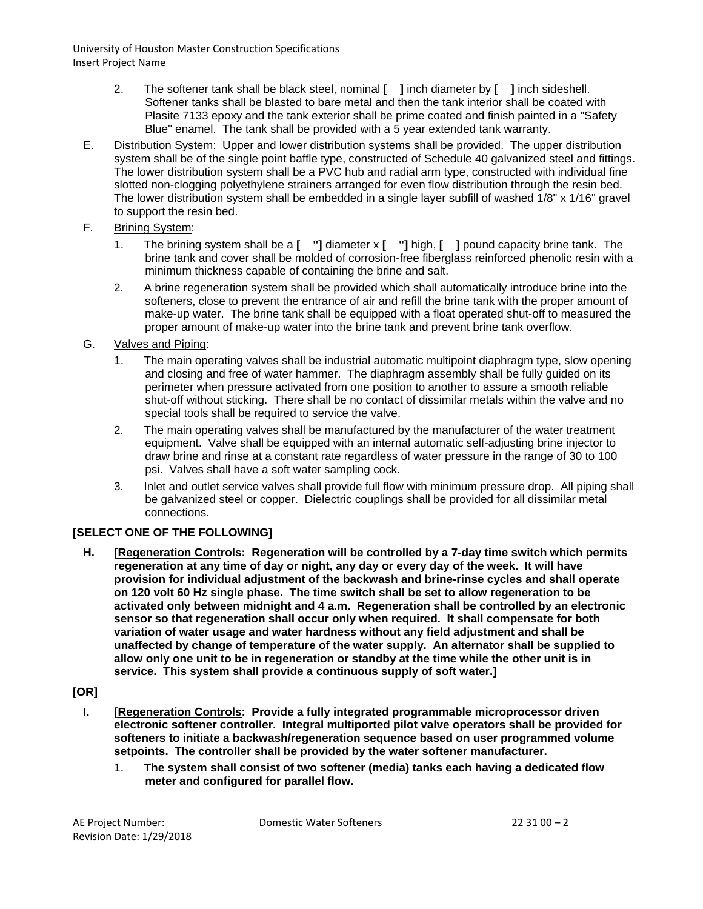2. The softener tank shall be black steel, nominal **[ ]** inch diameter by **[ ]** inch sideshell. Softener tanks shall be blasted to bare metal and then the tank interior shall be coated with Plasite 7133 epoxy and the tank exterior shall be prime coated and finish painted in a "Safety Blue" enamel. The tank shall be provided with a 5 year extended tank warranty.

E. Distribution System: Upper and lower distribution systems shall be provided. The upper distribution system shall be of the single point baffle type, constructed of Schedule 40 galvanized steel and fittings. The lower distribution system shall be a PVC hub and radial arm type, constructed with individual fine slotted non-clogging polyethylene strainers arranged for even flow distribution through the resin bed. The lower distribution system shall be embedded in a single layer subfill of washed 1/8" x 1/16" gravel to support the resin bed.

F. Brining System:

1. The brining system shall be a **[ "]** diameter x **[ "]** high, **[ ]** pound capacity brine tank. The brine tank and cover shall be molded of corrosion-free fiberglass reinforced phenolic resin with a minimum thickness capable of containing the brine and salt.

2. A brine regeneration system shall be provided which shall automatically introduce brine into the softeners, close to prevent the entrance of air and refill the brine tank with the proper amount of make-up water. The brine tank shall be equipped with a float operated shut-off to measured the proper amount of make-up water into the brine tank and prevent brine tank overflow.

G. Valves and Piping:

1. The main operating valves shall be industrial automatic multipoint diaphragm type, slow opening and closing and free of water hammer. The diaphragm assembly shall be fully guided on its perimeter when pressure activated from one position to another to assure a smooth reliable shut-off without sticking. There shall be no contact of dissimilar metals within the valve and no special tools shall be required to service the valve.

2. The main operating valves shall be manufactured by the manufacturer of the water treatment equipment. Valve shall be equipped with an internal automatic self-adjusting brine injector to draw brine and rinse at a constant rate regardless of water pressure in the range of 30 to 100 psi. Valves shall have a soft water sampling cock.

3. Inlet and outlet service valves shall provide full flow with minimum pressure drop. All piping shall be galvanized steel or copper. Dielectric couplings shall be provided for all dissimilar metal connections.

**[SELECT ONE OF THE FOLLOWING]**

**H. [Regeneration Controls: Regeneration will be controlled by a 7-day time switch which permits regeneration at any time of day or night, any day or every day of the week. It will have provision for individual adjustment of the backwash and brine-rinse cycles and shall operate on 120 volt 60 Hz single phase. The time switch shall be set to allow regeneration to be activated only between midnight and 4 a.m. Regeneration shall be controlled by an electronic sensor so that regeneration shall occur only when required. It shall compensate for both variation of water usage and water hardness without any field adjustment and shall be unaffected by change of temperature of the water supply. An alternator shall be supplied to allow only one unit to be in regeneration or standby at the time while the other unit is in service. This system shall provide a continuous supply of soft water.]**

**[OR]**

**I. [Regeneration Controls: Provide a fully integrated programmable microprocessor driven electronic softener controller. Integral multiported pilot valve operators shall be provided for softeners to initiate a backwash/regeneration sequence based on user programmed volume setpoints. The controller shall be provided by the water softener manufacturer.**

1. **The system shall consist of two softener (media) tanks each having a dedicated flow meter and configured for parallel flow.**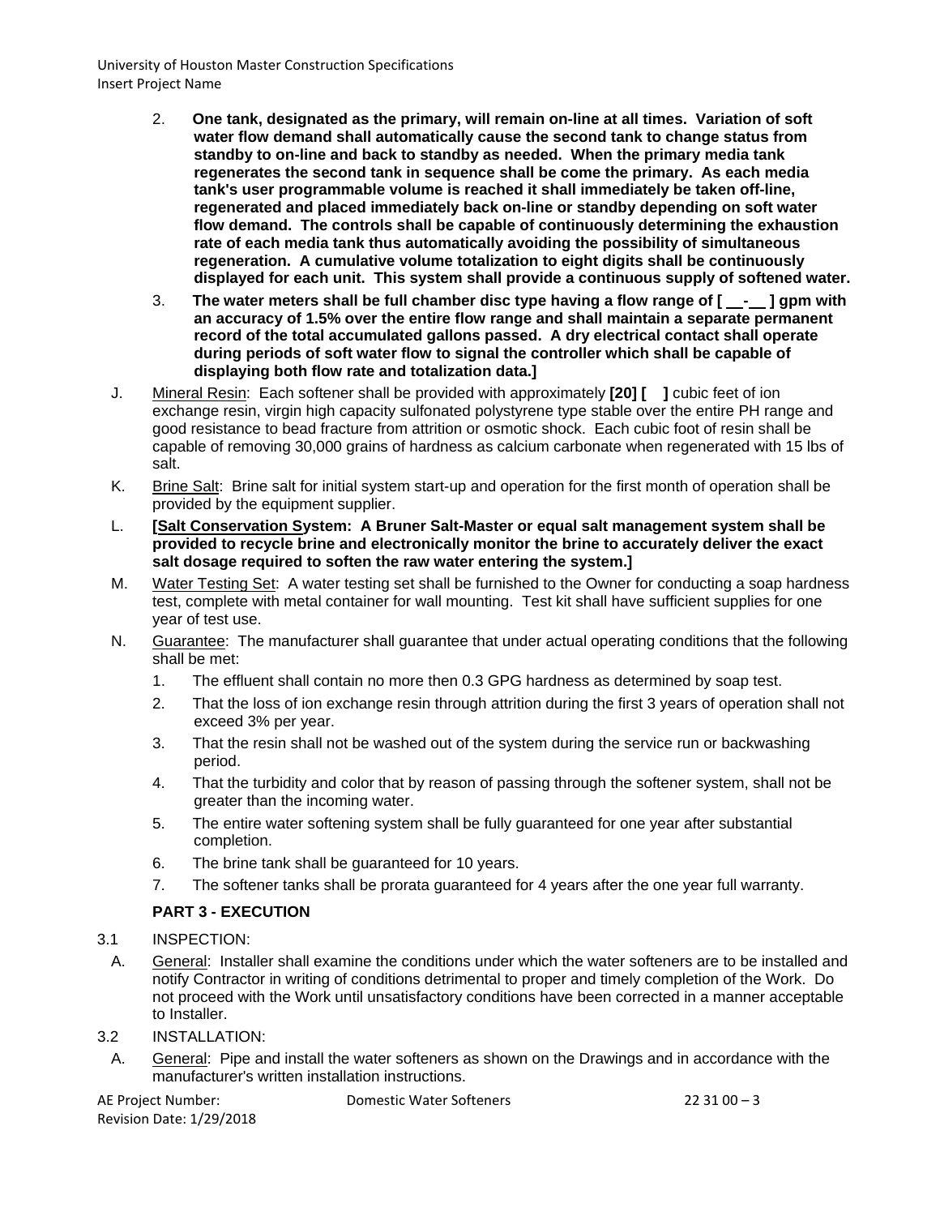2. **One tank, designated as the primary, will remain on-line at all times. Variation of soft water flow demand shall automatically cause the second tank to change status from standby to on-line and back to standby as needed. When the primary media tank regenerates the second tank in sequence shall be come the primary. As each media tank's user programmable volume is reached it shall immediately be taken off-line, regenerated and placed immediately back on-line or standby depending on soft water flow demand. The controls shall be capable of continuously determining the exhaustion rate of each media tank thus automatically avoiding the possibility of simultaneous regeneration. A cumulative volume totalization to eight digits shall be continuously displayed for each unit. This system shall provide a continuous supply of softened water.**
3. **The water meters shall be full chamber disc type having a flow range of [ __-__ ] gpm with an accuracy of 1.5% over the entire flow range and shall maintain a separate permanent record of the total accumulated gallons passed. A dry electrical contact shall operate during periods of soft water flow to signal the controller which shall be capable of displaying both flow rate and totalization data.]**

J. Mineral Resin: Each softener shall be provided with approximately **[20] [ ]** cubic feet of ion exchange resin, virgin high capacity sulfonated polystyrene type stable over the entire PH range and good resistance to bead fracture from attrition or osmotic shock. Each cubic foot of resin shall be capable of removing 30,000 grains of hardness as calcium carbonate when regenerated with 15 lbs of salt.

K. Brine Salt: Brine salt for initial system start-up and operation for the first month of operation shall be provided by the equipment supplier.

L. **[Salt Conservation System: A Bruner Salt-Master or equal salt management system shall be provided to recycle brine and electronically monitor the brine to accurately deliver the exact salt dosage required to soften the raw water entering the system.]**

M. Water Testing Set: A water testing set shall be furnished to the Owner for conducting a soap hardness test, complete with metal container for wall mounting. Test kit shall have sufficient supplies for one year of test use.

N. Guarantee: The manufacturer shall guarantee that under actual operating conditions that the following shall be met:

1. The effluent shall contain no more then 0.3 GPG hardness as determined by soap test.
2. That the loss of ion exchange resin through attrition during the first 3 years of operation shall not exceed 3% per year.
3. That the resin shall not be washed out of the system during the service run or backwashing period.
4. That the turbidity and color that by reason of passing through the softener system, shall not be greater than the incoming water.
5. The entire water softening system shall be fully guaranteed for one year after substantial completion.
6. The brine tank shall be guaranteed for 10 years.
7. The softener tanks shall be prorata guaranteed for 4 years after the one year full warranty.

## PART 3 - EXECUTION

3.1 INSPECTION:

A. General: Installer shall examine the conditions under which the water softeners are to be installed and notify Contractor in writing of conditions detrimental to proper and timely completion of the Work. Do not proceed with the Work until unsatisfactory conditions have been corrected in a manner acceptable to Installer.

3.2 INSTALLATION:

A. General: Pipe and install the water softeners as shown on the Drawings and in accordance with the manufacturer's written installation instructions.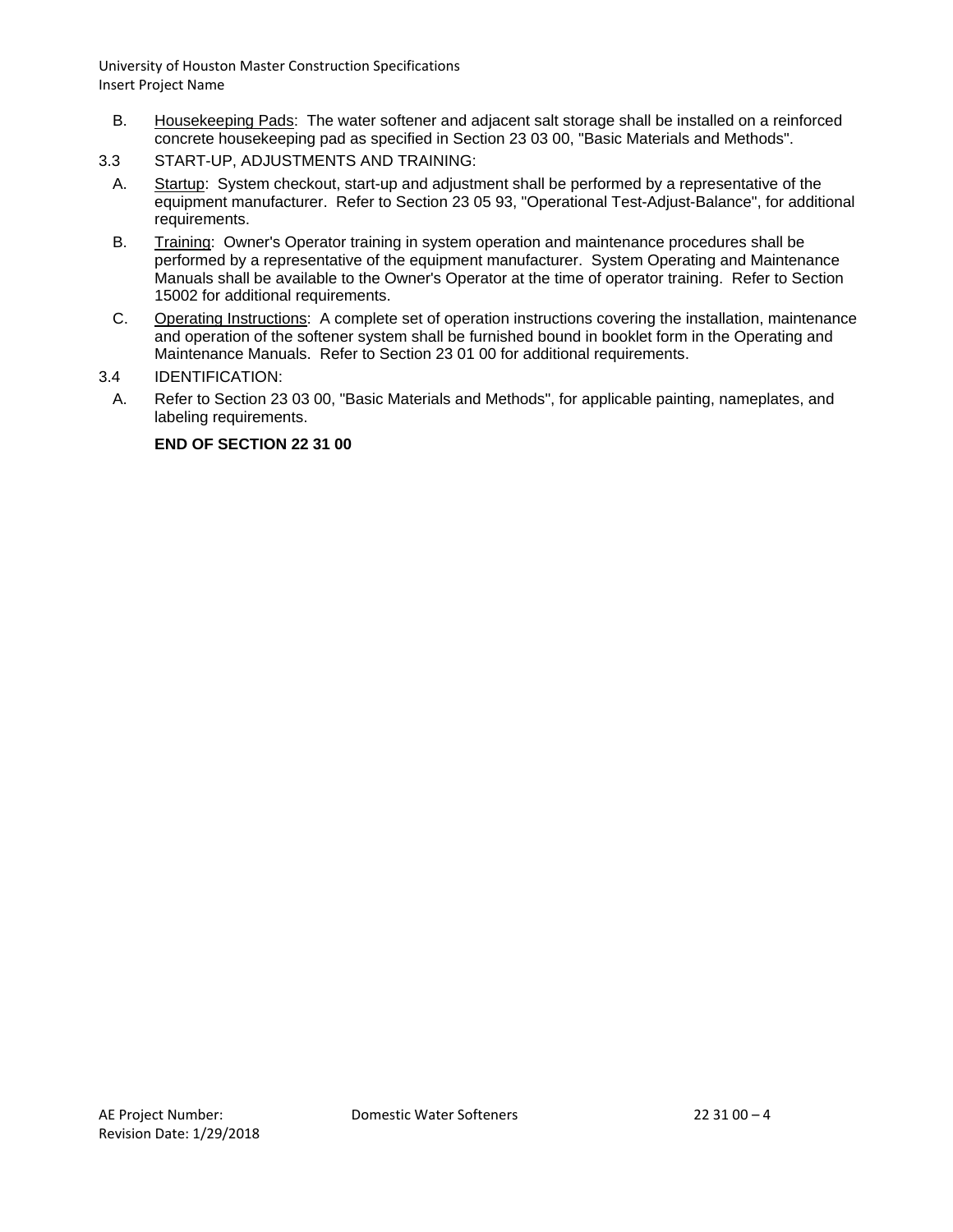B. Housekeeping Pads: The water softener and adjacent salt storage shall be installed on a reinforced concrete housekeeping pad as specified in Section 23 03 00, "Basic Materials and Methods".

3.3 START-UP, ADJUSTMENTS AND TRAINING:

A. Startup: System checkout, start-up and adjustment shall be performed by a representative of the equipment manufacturer. Refer to Section 23 05 93, "Operational Test-Adjust-Balance", for additional requirements.

B. Training: Owner's Operator training in system operation and maintenance procedures shall be performed by a representative of the equipment manufacturer. System Operating and Maintenance Manuals shall be available to the Owner's Operator at the time of operator training. Refer to Section 15002 for additional requirements.

C. Operating Instructions: A complete set of operation instructions covering the installation, maintenance and operation of the softener system shall be furnished bound in booklet form in the Operating and Maintenance Manuals. Refer to Section 23 01 00 for additional requirements.

3.4 IDENTIFICATION:

A. Refer to Section 23 03 00, "Basic Materials and Methods", for applicable painting, nameplates, and labeling requirements.

**END OF SECTION 22 31 00**